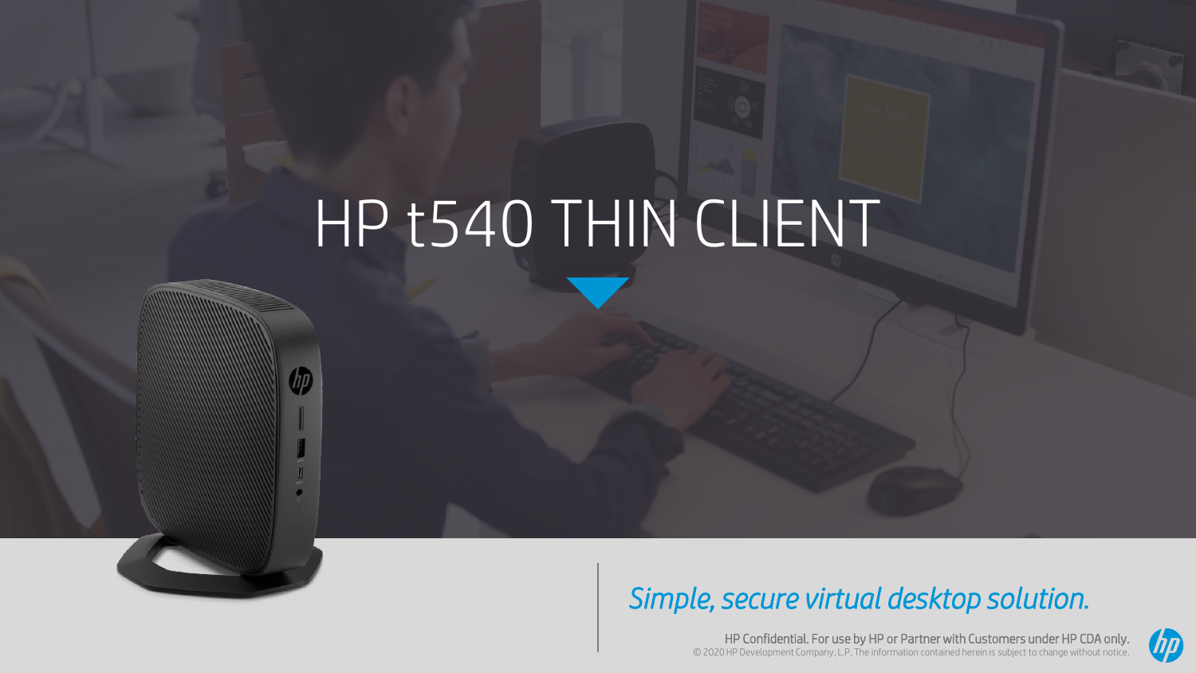# HP t540 THIN CLIENT

*Simple, secure virtual desktop solution.*

HP Confidential. For use by HP or Partner with Customers under HP CDA only.
© 2020 HP Development Company, L.P. The information contained herein is subject to change without notice.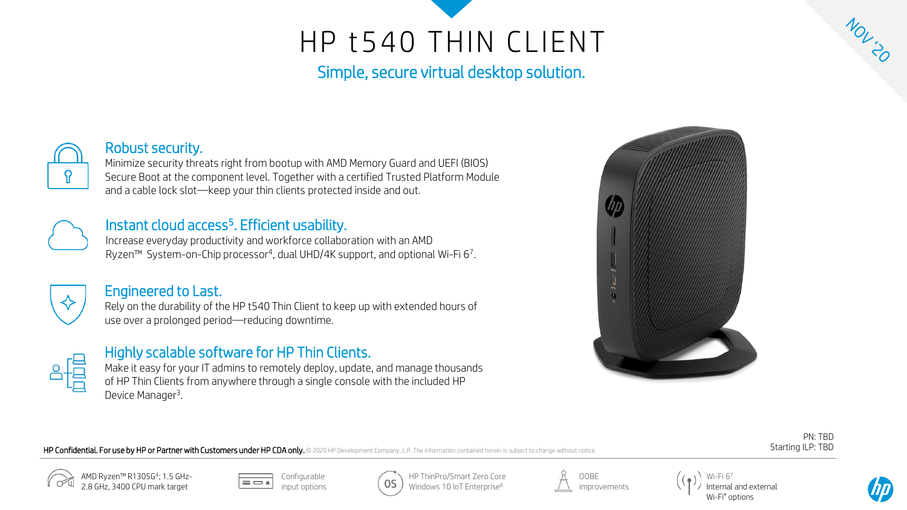# HP t540 THIN CLIENT

Simple, secure virtual desktop solution.

NOV '20

## Robust security.

Minimize security threats right from bootup with AMD Memory Guard and UEFI (BIOS) Secure Boot at the component level. Together with a certified Trusted Platform Module and a cable lock slot—keep your thin clients protected inside and out.

## Instant cloud access[5]. Efficient usability.

Increase everyday productivity and workforce collaboration with an AMD Ryzen™ System-on-Chip processor[4], dual UHD/4K support, and optional Wi-Fi 6[7].

## Engineered to Last.

Rely on the durability of the HP t540 Thin Client to keep up with extended hours of use over a prolonged period—reducing downtime.

## Highly scalable software for HP Thin Clients.

Make it easy for your IT admins to remotely deploy, update, and manage thousands of HP Thin Clients from anywhere through a single console with the included HP Device Manager[3].

**HP Confidential. For use by HP or Partner with Customers under HP CDA only.** © 2020 HP Development Company, L.P. The information contained herein is subject to change without notice.

PN: TBD
Starting ILP: TBD

- AMD Ryzen™ R1305G[4]; 1.5 GHz-2.8 GHz, 3400 CPU mark target
- Configurable input options
- HP ThinPro/Smart Zero Core Windows 10 IoT Enterprise[8]
- OOBE improvements
- Wi-Fi 6[7] Internal and external Wi-Fi® options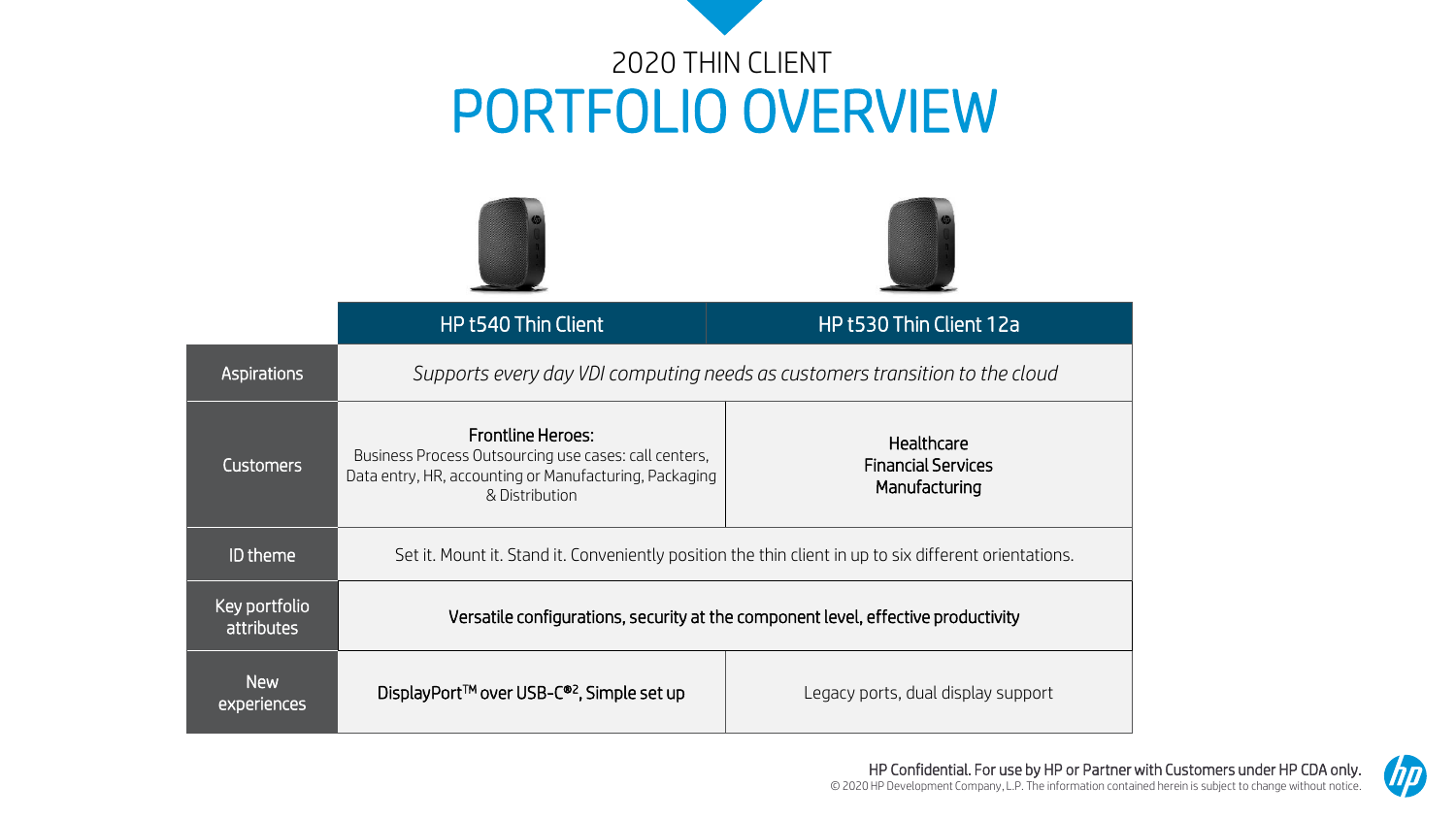# 2020 THIN CLIENT
# PORTFOLIO OVERVIEW

| | HP t540 Thin Client | HP t530 Thin Client 12a |
|---|---|---|
| Aspirations | *Supports every day VDI computing needs as customers transition to the cloud* | |
| Customers | **Frontline Heroes:** Business Process Outsourcing use cases: call centers, Data entry, HR, accounting or Manufacturing, Packaging & Distribution | Healthcare<br>Financial Services<br>Manufacturing |
| ID theme | Set it. Mount it. Stand it. Conveniently position the thin client in up to six different orientations. | |
| Key portfolio attributes | **Versatile configurations, security at the component level, effective productivity** | |
| New experiences | **DisplayPort™ over USB-C®[2], Simple set up** | Legacy ports, dual display support |

HP Confidential. For use by HP or Partner with Customers under HP CDA only.
© 2020 HP Development Company, L.P. The information contained herein is subject to change without notice.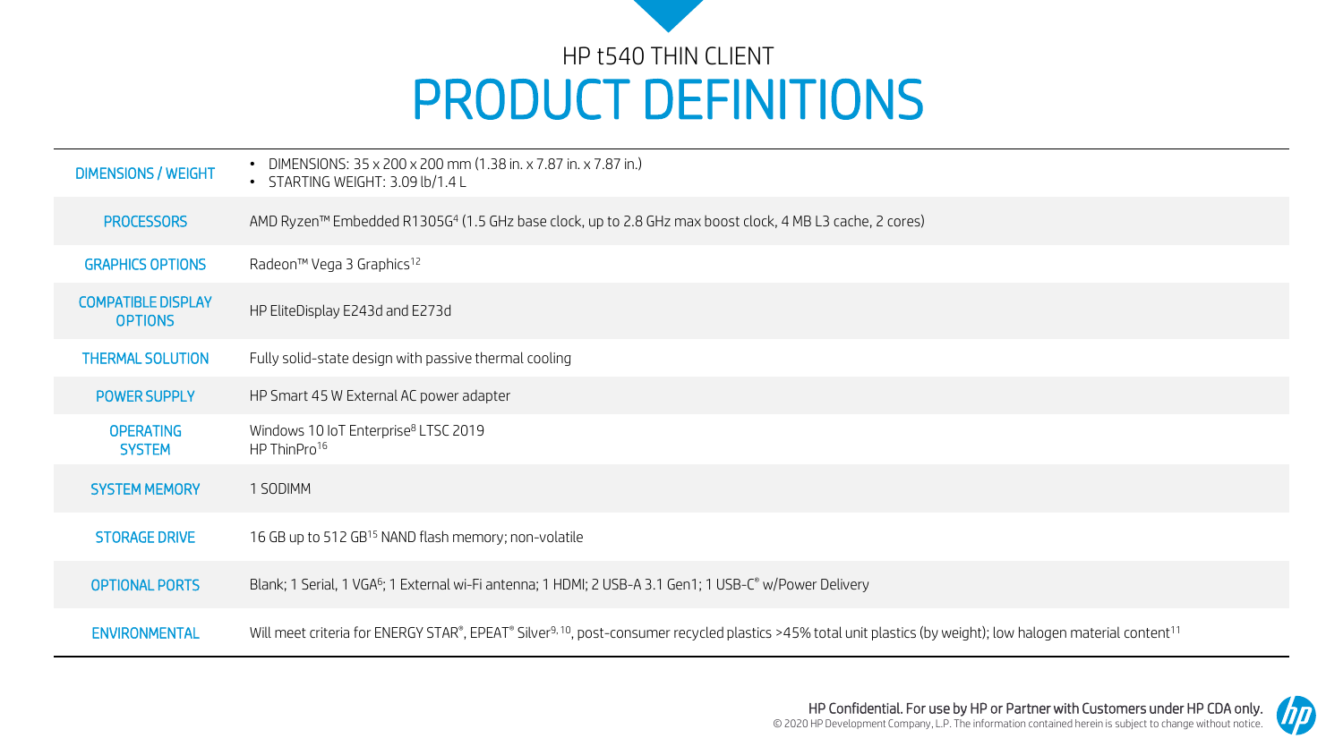## HP t540 THIN CLIENT

# PRODUCT DEFINITIONS

| | |
|---|---|
| DIMENSIONS / WEIGHT | • DIMENSIONS: 35 x 200 x 200 mm (1.38 in. x 7.87 in. x 7.87 in.)<br>• STARTING WEIGHT: 3.09 lb/1.4 L |
| PROCESSORS | AMD Ryzen™ Embedded R1305G[4] (1.5 GHz base clock, up to 2.8 GHz max boost clock, 4 MB L3 cache, 2 cores) |
| GRAPHICS OPTIONS | Radeon™ Vega 3 Graphics[12] |
| COMPATIBLE DISPLAY OPTIONS | HP EliteDisplay E243d and E273d |
| THERMAL SOLUTION | Fully solid-state design with passive thermal cooling |
| POWER SUPPLY | HP Smart 45 W External AC power adapter |
| OPERATING SYSTEM | Windows 10 IoT Enterprise[8] LTSC 2019<br>HP ThinPro[16] |
| SYSTEM MEMORY | 1 SODIMM |
| STORAGE DRIVE | 16 GB up to 512 GB[15] NAND flash memory; non-volatile |
| OPTIONAL PORTS | Blank; 1 Serial, 1 VGA[6]; 1 External wi-Fi antenna; 1 HDMI; 2 USB-A 3.1 Gen1; 1 USB-C® w/Power Delivery |
| ENVIRONMENTAL | Will meet criteria for ENERGY STAR®, EPEAT® Silver[9, 10], post-consumer recycled plastics >45% total unit plastics (by weight); low halogen material content[11] |

HP Confidential. For use by HP or Partner with Customers under HP CDA only.
© 2020 HP Development Company, L.P. The information contained herein is subject to change without notice.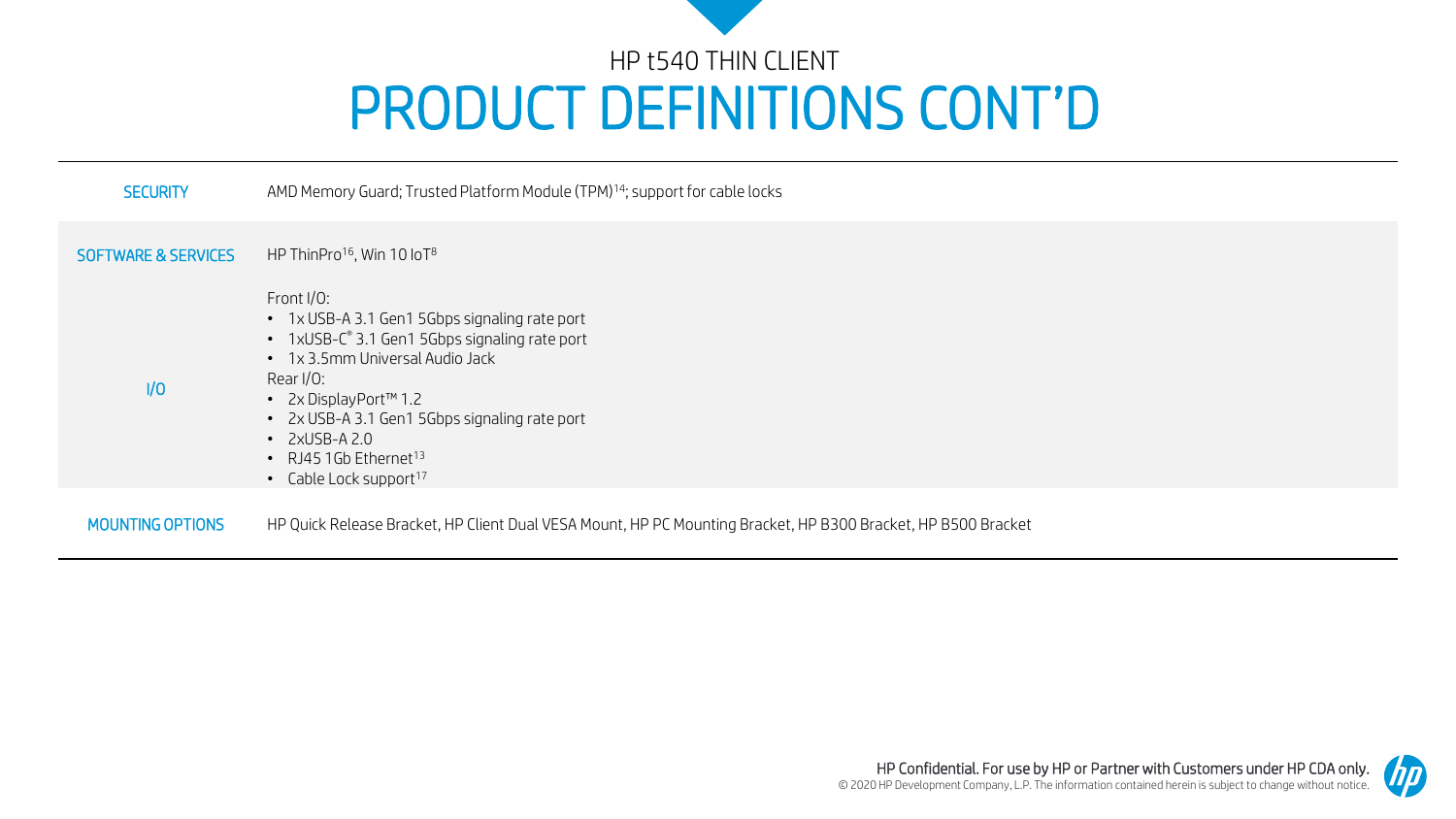## HP t540 THIN CLIENT

# PRODUCT DEFINITIONS CONT'D

| | |
|---|---|
| SECURITY | AMD Memory Guard; Trusted Platform Module (TPM)[14]; support for cable locks |
| SOFTWARE & SERVICES | HP ThinPro[16], Win 10 IoT[8] |
| I/O | Front I/O:<br>• 1x USB-A 3.1 Gen1 5Gbps signaling rate port<br>• 1xUSB-C® 3.1 Gen1 5Gbps signaling rate port<br>• 1x 3.5mm Universal Audio Jack<br>Rear I/O:<br>• 2x DisplayPort™ 1.2<br>• 2x USB-A 3.1 Gen1 5Gbps signaling rate port<br>• 2xUSB-A 2.0<br>• RJ45 1Gb Ethernet[13]<br>• Cable Lock support[17] |
| MOUNTING OPTIONS | HP Quick Release Bracket, HP Client Dual VESA Mount, HP PC Mounting Bracket, HP B300 Bracket, HP B500 Bracket |

HP Confidential. For use by HP or Partner with Customers under HP CDA only.
© 2020 HP Development Company, L.P. The information contained herein is subject to change without notice.